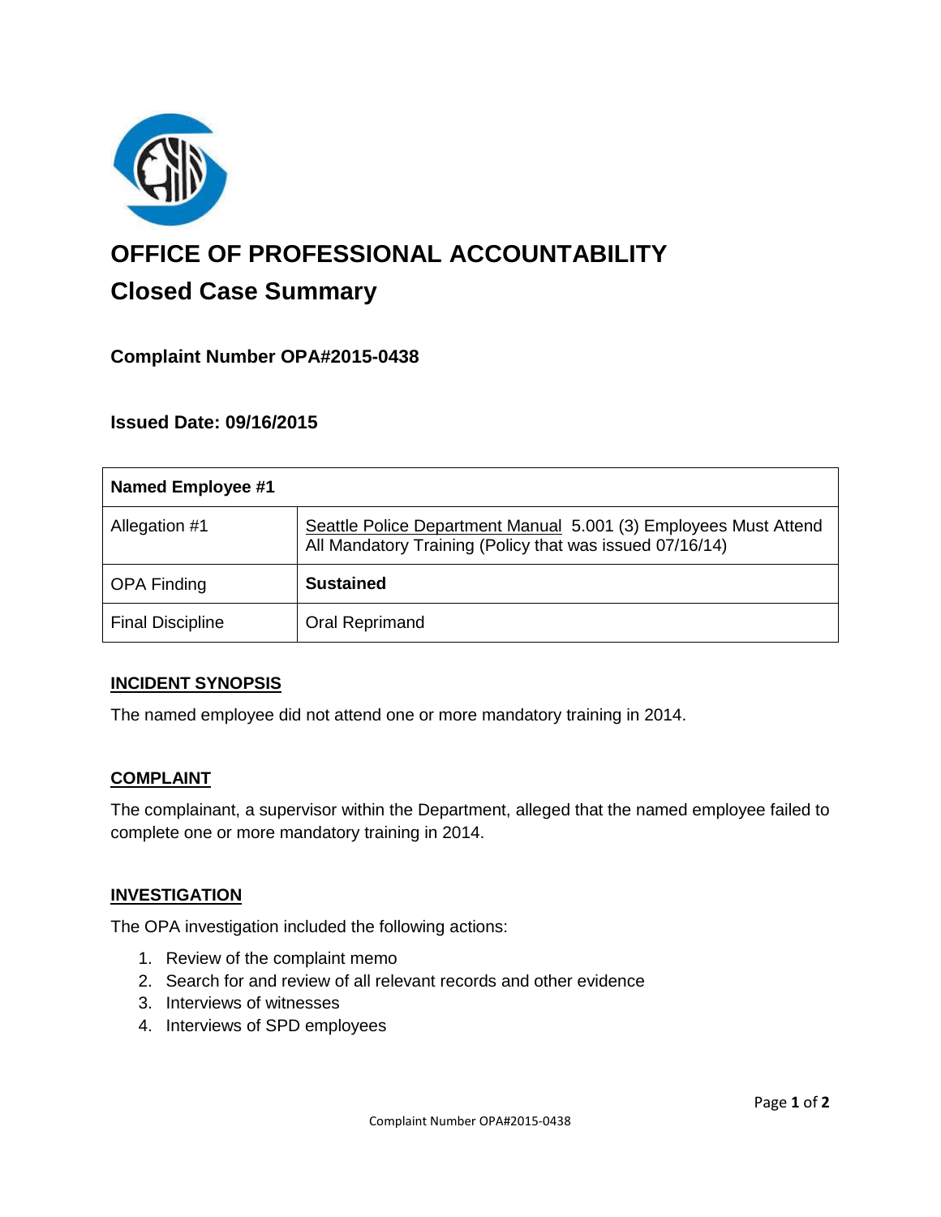# OFFICE OF PROFESSIONAL ACCOUNTABILITY

## Closed Case Summary

### Complaint Number OPA#2015-0438

### Issued Date: 09/16/2015

| **Named Employee #1** | |
|---|---|
| Allegation #1 | Seattle Police Department Manual 5.001 (3) Employees Must Attend All Mandatory Training (Policy that was issued 07/16/14) |
| OPA Finding | **Sustained** |
| Final Discipline | Oral Reprimand |

**INCIDENT SYNOPSIS**

The named employee did not attend one or more mandatory training in 2014.

**COMPLAINT**

The complainant, a supervisor within the Department, alleged that the named employee failed to complete one or more mandatory training in 2014.

**INVESTIGATION**

The OPA investigation included the following actions:

1. Review of the complaint memo
2. Search for and review of all relevant records and other evidence
3. Interviews of witnesses
4. Interviews of SPD employees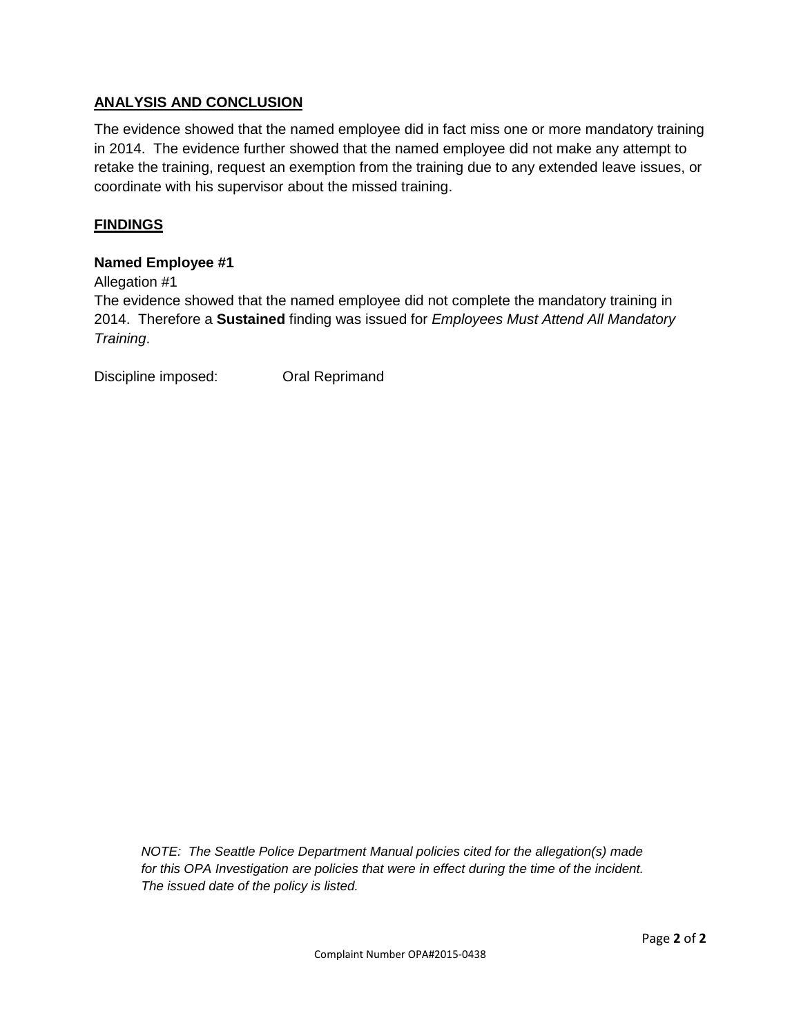## ANALYSIS AND CONCLUSION

The evidence showed that the named employee did in fact miss one or more mandatory training in 2014. The evidence further showed that the named employee did not make any attempt to retake the training, request an exemption from the training due to any extended leave issues, or coordinate with his supervisor about the missed training.

## FINDINGS

**Named Employee #1**

Allegation #1

The evidence showed that the named employee did not complete the mandatory training in 2014. Therefore a **Sustained** finding was issued for *Employees Must Attend All Mandatory Training*.

Discipline imposed: Oral Reprimand

*NOTE: The Seattle Police Department Manual policies cited for the allegation(s) made for this OPA Investigation are policies that were in effect during the time of the incident. The issued date of the policy is listed.*

Complaint Number OPA#2015-0438